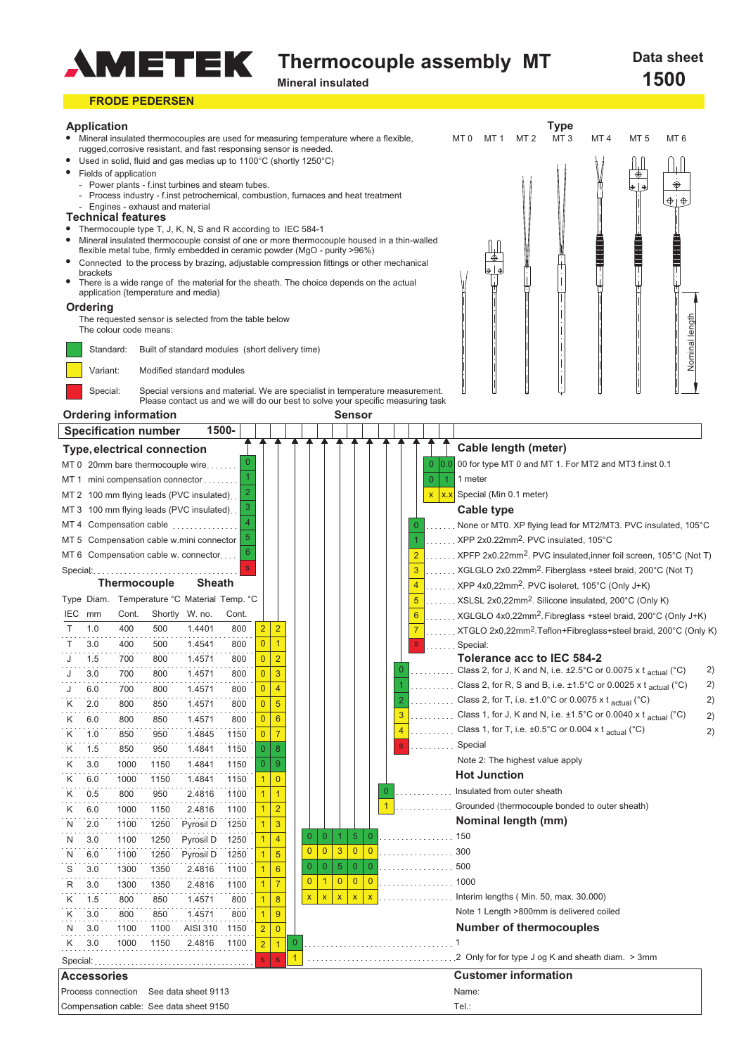# AMETEK Thermocouple assembly MT

**Mineral insulated**

**Data sheet 1500**

**FRODE PEDERSEN**

## Application

- Mineral insulated thermocouples are used for measuring temperature where a flexible, rugged,corrosive resistant, and fast responsing sensor is needed.
- Used in solid, fluid and gas medias up to 1100°C (shortly 1250°C)
- Fields of application
  - Power plants - f.inst turbines and steam tubes.
  - Process industry - f.inst petrochemical, combustion, furnaces and heat treatment
  - Engines - exhaust and material

## Technical features

- Thermocouple type T, J, K, N, S and R according to IEC 584-1
- Mineral insulated thermocouple consist of one or more thermocouple housed in a thin-walled flexible metal tube, firmly embedded in ceramic powder (MgO - purity >96%)
- Connected to the process by brazing, adjustable compression fittings or other mechanical brackets
- There is a wide range of the material for the sheath. The choice depends on the actual application (temperature and media)

Type: MT 0, MT 1, MT 2, MT 3, MT 4, MT 5, MT 6 (Nominal length)

## Ordering

The requested sensor is selected from the table below

The colour code means:

- Standard: Built of standard modules (short delivery time)
- Variant: Modified standard modules
- Special: Special versions and material. We are specialist in temperature measurement. Please contact us and we will do our best to solve your specific measuring task

## Ordering information — Sensor

**Specification number 1500-**

### Type, electrical connection

| Type | Code |
|---|---|
| MT 0 20mm bare thermocouple wire | 0 |
| MT 1 mini compensation connector | 1 |
| MT 2 100 mm flying leads (PVC insulated) | 2 |
| MT 3 100 mm flying leads (PVC insulated) | 3 |
| MT 4 Compensation cable | 4 |
| MT 5 Compensation cable w.mini connector | 5 |
| MT 6 Compensation cable w. connector | 6 |
| Special: | s |

### Thermocouple / Sheath

| Type IEC | Diam. mm | Temperature °C Cont. | Temperature °C Shortly | Sheath Material W. no. | Sheath Temp. °C Cont. | Code |
|---|---|---|---|---|---|---|
| T | 1.0 | 400 | 500 | 1.4401 | 800 | 22 |
| T | 3.0 | 400 | 500 | 1.4541 | 800 | 01 |
| J | 1.5 | 700 | 800 | 1.4571 | 800 | 02 |
| J | 3.0 | 700 | 800 | 1.4571 | 800 | 03 |
| J | 6.0 | 700 | 800 | 1.4571 | 800 | 04 |
| K | 2.0 | 800 | 850 | 1.4571 | 800 | 05 |
| K | 6.0 | 800 | 850 | 1.4571 | 800 | 06 |
| K | 1.0 | 850 | 950 | 1.4845 | 1150 | 07 |
| K | 1.5 | 850 | 950 | 1.4841 | 1150 | 08 |
| K | 3.0 | 1000 | 1150 | 1.4841 | 1150 | 09 |
| K | 6.0 | 1000 | 1150 | 1.4841 | 1150 | 10 |
| K | 0.5 | 800 | 950 | 2.4816 | 1100 | 11 |
| K | 6.0 | 1000 | 1150 | 2.4816 | 1100 | 12 |
| N | 2.0 | 1100 | 1250 | Pyrosil D | 1250 | 13 |
| N | 3.0 | 1100 | 1250 | Pyrosil D | 1250 | 14 |
| N | 6.0 | 1100 | 1250 | Pyrosil D | 1250 | 15 |
| S | 3.0 | 1300 | 1350 | 2.4816 | 1100 | 16 |
| R | 3.0 | 1300 | 1350 | 2.4816 | 1100 | 17 |
| K | 1.5 | 800 | 850 | 1.4571 | 800 | 18 |
| K | 3.0 | 800 | 850 | 1.4571 | 800 | 19 |
| N | 3.0 | 1100 | 1100 | AISI 310 | 1150 | 20 |
| K | 3.0 | 1000 | 1150 | 2.4816 | 1100 | 21 |
| Special: | | | | | | ss |

### Number of thermocouples

| Code | Description |
|---|---|
| 0 | 1 |
| 1 | 2 Only for for type J og K and sheath diam. > 3mm |

### Nominal length (mm)

| Code | Length |
|---|---|
| 00150 | 150 |
| 00300 | 300 |
| 00500 | 500 |
| 01000 | 1000 |
| xxxxx | Interim lengths ( Min. 50, max. 30.000) |

Note 1 Length >800mm is delivered coiled

### Hot Junction

| Code | Description |
|---|---|
| 0 | Insulated from outer sheath |
| 1 | Grounded (thermocouple bonded to outer sheath) |

### Tolerance acc to IEC 584-2

| Code | Description |
|---|---|
| 0 | Class 2, for J, K and N, i.e. ±2.5°C or 0.0075 x $t_{actual}$ (°C) 2) |
| 1 | Class 2, for R, S and B, i.e. ±1.5°C or 0.0025 x $t_{actual}$ (°C) 2) |
| 2 | Class 2, for T, i.e. ±1.0°C or 0.0075 x $t_{actual}$ (°C) 2) |
| 3 | Class 1, for J, K and N, i.e. ±1.5°C or 0.0040 x $t_{actual}$ (°C) 2) |
| 4 | Class 1, for T, i.e. ±0.5°C or 0.004 x $t_{actual}$ (°C) 2) |
| s | Special |

Note 2: The highest value apply

### Cable type

| Code | Description |
|---|---|
| 0 | None or MT0. XP flying lead for MT2/MT3. PVC insulated, 105°C |
| 1 | XPP 2x0.22mm². PVC insulated, 105°C |
| 2 | XPFP 2x0.22mm². PVC insulated,inner foil screen, 105°C (Not T) |
| 3 | XGLGLO 2x0.22mm². Fiberglass +steel braid, 200°C (Not T) |
| 4 | XPP 4x0,22mm². PVC isoleret, 105°C (Only J+K) |
| 5 | XSLSL 2x0,22mm². Silicone insulated, 200°C (Only K) |
| 6 | XGLGLO 4x0,22mm². Fibreglass +steel braid, 200°C (Only J+K) |
| 7 | XTGLO 2x0,22mm².Teflon+Fibreglass+steel braid, 200°C (Only K) |
| s | Special: |

### Cable length (meter)

| Code | Description |
|---|---|
| 0 0.0 | 00 for type MT 0 and MT 1. For MT2 and MT3 f.inst 0.1 |
| 0 1 | 1 meter |
| x x.x | Special (Min 0.1 meter) |

## Accessories

Process connection See data sheet 9113

Compensation cable: See data sheet 9150

## Customer information

Name:

Tel.: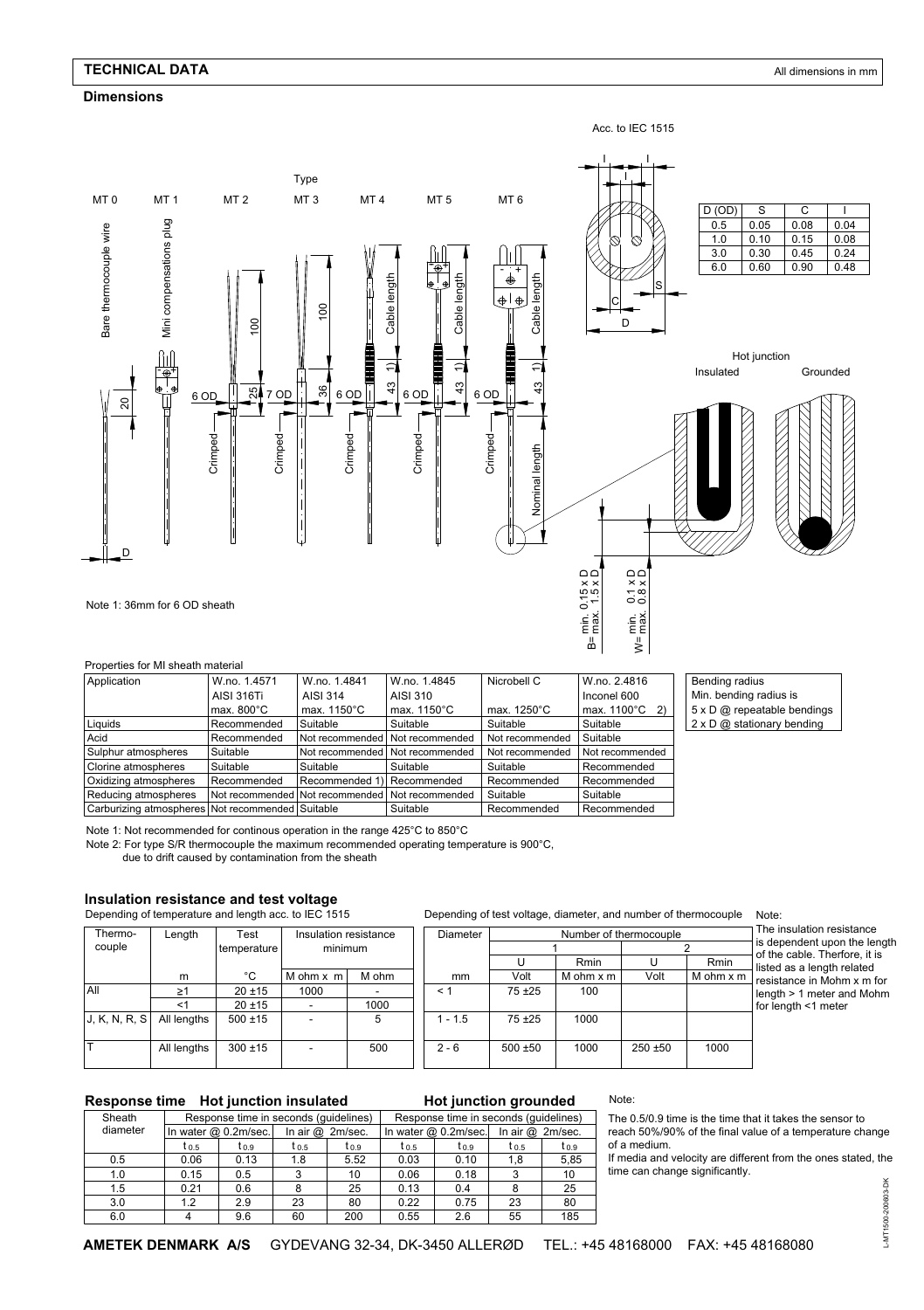## TECHNICAL DATA

All dimensions in mm

### Dimensions

Type

MT 0 Bare thermocouple wire

MT 1 Mini compensations plug

MT 2

MT 3

MT 4

MT 5

MT 6

20

D

6 OD

25

100

Crimped

7 OD

36

100

6 OD

43 1)

Cable length

6 OD

43 1)

Cable length

6 OD

43 1)

Cable length

Nominal length

Note 1: 36mm for 6 OD sheath

Acc. to IEC 1515

| D (OD) | S | C | I |
|---|---|---|---|
| 0.5 | 0.05 | 0.08 | 0.04 |
| 1.0 | 0.10 | 0.15 | 0.08 |
| 3.0 | 0.30 | 0.45 | 0.24 |
| 6.0 | 0.60 | 0.90 | 0.48 |

Hot junction

Insulated

Grounded

B= min. 0.15 x D
max. 1.5 x D

W= min. 0.1 x D
max. 0.8 x D

Properties for MI sheath material

| Application | W.no. 1.4571 AISI 316Ti max. 800°C | W.no. 1.4841 AISI 314 max. 1150°C | W.no. 1.4845 AISI 310 max. 1150°C | Nicrobell C max. 1250°C | W.no. 2.4816 Inconel 600 max. 1100°C 2) |
|---|---|---|---|---|---|
| Liquids | Recommended | Suitable | Suitable | Suitable | Suitable |
| Acid | Recommended | Not recommended | Not recommended | Not recommended | Suitable |
| Sulphur atmospheres | Suitable | Not recommended | Not recommended | Not recommended | Not recommended |
| Clorine atmospheres | Suitable | Suitable | Suitable | Suitable | Recommended |
| Oxidizing atmospheres | Recommended | Recommended 1) | Recommended | Recommended | Recommended |
| Reducing atmospheres | Not recommended | Not recommended | Not recommended | Suitable | Suitable |
| Carburizing atmospheres | Not recommended | Suitable | Suitable | Recommended | Recommended |

Bending radius
Min. bending radius is
5 x D @ repeatable bendings
2 x D @ stationary bending

Note 1: Not recommended for continous operation in the range 425°C to 850°C

Note 2: For type S/R thermocouple the maximum recommended operating temperature is 900°C, due to drift caused by contamination from the sheath

### Insulation resistance and test voltage

Depending of temperature and length acc. to IEC 1515

| Thermo-couple | Length | Test temperature | Insulation resistance minimum | |
|---|---|---|---|---|
| | m | °C | M ohm x m | M ohm |
| All | ≥1 | 20 ±15 | 1000 | - |
| | <1 | 20 ±15 | - | 1000 |
| J, K, N, R, S | All lengths | 500 ±15 | - | 5 |
| T | All lengths | 300 ±15 | - | 500 |

Depending of test voltage, diameter, and number of thermocouple

| Diameter | Number of thermocouple | | | |
|---|---|---|---|---|
| | 1 | | 2 | |
| | U | Rmin | U | Rmin |
| mm | Volt | M ohm x m | Volt | M ohm x m |
| < 1 | 75 ±25 | 100 | | |
| 1 - 1.5 | 75 ±25 | 1000 | | |
| 2 - 6 | 500 ±50 | 1000 | 250 ±50 | 1000 |

Note:
The insulation resistance is dependent upon the length of the cable. Therfore, it is listed as a length related resistance in Mohm x m for length > 1 meter and Mohm for length <1 meter

### Response time Hot junction insulated / Hot junction grounded

| Sheath diameter | Hot junction insulated: Response time in seconds (guidelines) | | | | Hot junction grounded: Response time in seconds (guidelines) | | | |
|---|---|---|---|---|---|---|---|---|
| | In water @ 0.2m/sec. | | In air @ 2m/sec. | | In water @ 0.2m/sec. | | In air @ 2m/sec. | |
| | $t_{0.5}$ | $t_{0.9}$ | $t_{0.5}$ | $t_{0.9}$ | $t_{0.5}$ | $t_{0.9}$ | $t_{0.5}$ | $t_{0.9}$ |
| 0.5 | 0.06 | 0.13 | 1.8 | 5.52 | 0.03 | 0.10 | 1,8 | 5,85 |
| 1.0 | 0.15 | 0.5 | 3 | 10 | 0.06 | 0.18 | 3 | 10 |
| 1.5 | 0.21 | 0.6 | 8 | 25 | 0.13 | 0.4 | 8 | 25 |
| 3.0 | 1.2 | 2.9 | 23 | 80 | 0.22 | 0.75 | 23 | 80 |
| 6.0 | 4 | 9.6 | 60 | 200 | 0.55 | 2.6 | 55 | 185 |

Note:

The 0.5/0.9 time is the time that it takes the sensor to reach 50%/90% of the final value of a temperature change of a medium.

If media and velocity are different from the ones stated, the time can change significantly.

L-MT1500-200803-DK

**AMETEK DENMARK A/S** GYDEVANG 32-34, DK-3450 ALLERØD TEL.: +45 48168000 FAX: +45 48168080